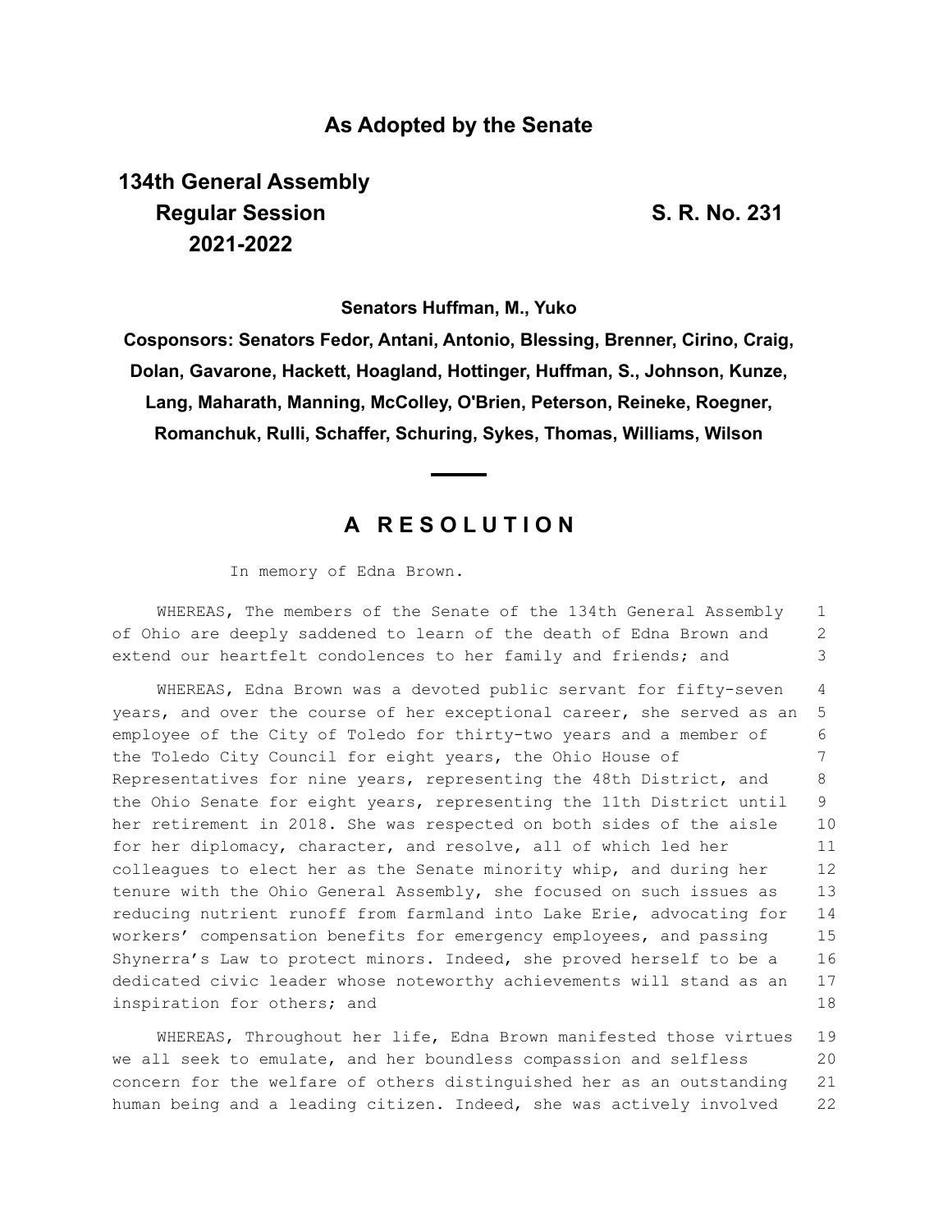## As Adopted by the Senate

**134th General Assembly**
**Regular Session**
**2021-2022**

**S. R. No. 231**

**Senators Huffman, M., Yuko**

**Cosponsors: Senators Fedor, Antani, Antonio, Blessing, Brenner, Cirino, Craig, Dolan, Gavarone, Hackett, Hoagland, Hottinger, Huffman, S., Johnson, Kunze, Lang, Maharath, Manning, McColley, O'Brien, Peterson, Reineke, Roegner, Romanchuk, Rulli, Schaffer, Schuring, Sykes, Thomas, Williams, Wilson**

# A RESOLUTION

In memory of Edna Brown.

WHEREAS, The members of the Senate of the 134th General Assembly of Ohio are deeply saddened to learn of the death of Edna Brown and extend our heartfelt condolences to her family and friends; and

WHEREAS, Edna Brown was a devoted public servant for fifty-seven years, and over the course of her exceptional career, she served as an employee of the City of Toledo for thirty-two years and a member of the Toledo City Council for eight years, the Ohio House of Representatives for nine years, representing the 48th District, and the Ohio Senate for eight years, representing the 11th District until her retirement in 2018. She was respected on both sides of the aisle for her diplomacy, character, and resolve, all of which led her colleagues to elect her as the Senate minority whip, and during her tenure with the Ohio General Assembly, she focused on such issues as reducing nutrient runoff from farmland into Lake Erie, advocating for workers' compensation benefits for emergency employees, and passing Shynerra's Law to protect minors. Indeed, she proved herself to be a dedicated civic leader whose noteworthy achievements will stand as an inspiration for others; and

WHEREAS, Throughout her life, Edna Brown manifested those virtues we all seek to emulate, and her boundless compassion and selfless concern for the welfare of others distinguished her as an outstanding human being and a leading citizen. Indeed, she was actively involved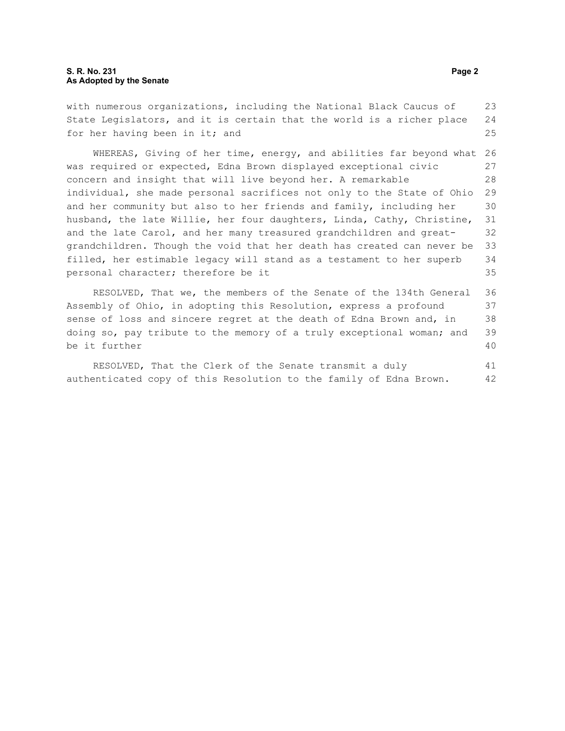with numerous organizations, including the National Black Caucus of State Legislators, and it is certain that the world is a richer place for her having been in it; and

WHEREAS, Giving of her time, energy, and abilities far beyond what was required or expected, Edna Brown displayed exceptional civic concern and insight that will live beyond her. A remarkable individual, she made personal sacrifices not only to the State of Ohio and her community but also to her friends and family, including her husband, the late Willie, her four daughters, Linda, Cathy, Christine, and the late Carol, and her many treasured grandchildren and great-grandchildren. Though the void that her death has created can never be filled, her estimable legacy will stand as a testament to her superb personal character; therefore be it

RESOLVED, That we, the members of the Senate of the 134th General Assembly of Ohio, in adopting this Resolution, express a profound sense of loss and sincere regret at the death of Edna Brown and, in doing so, pay tribute to the memory of a truly exceptional woman; and be it further

RESOLVED, That the Clerk of the Senate transmit a duly authenticated copy of this Resolution to the family of Edna Brown.